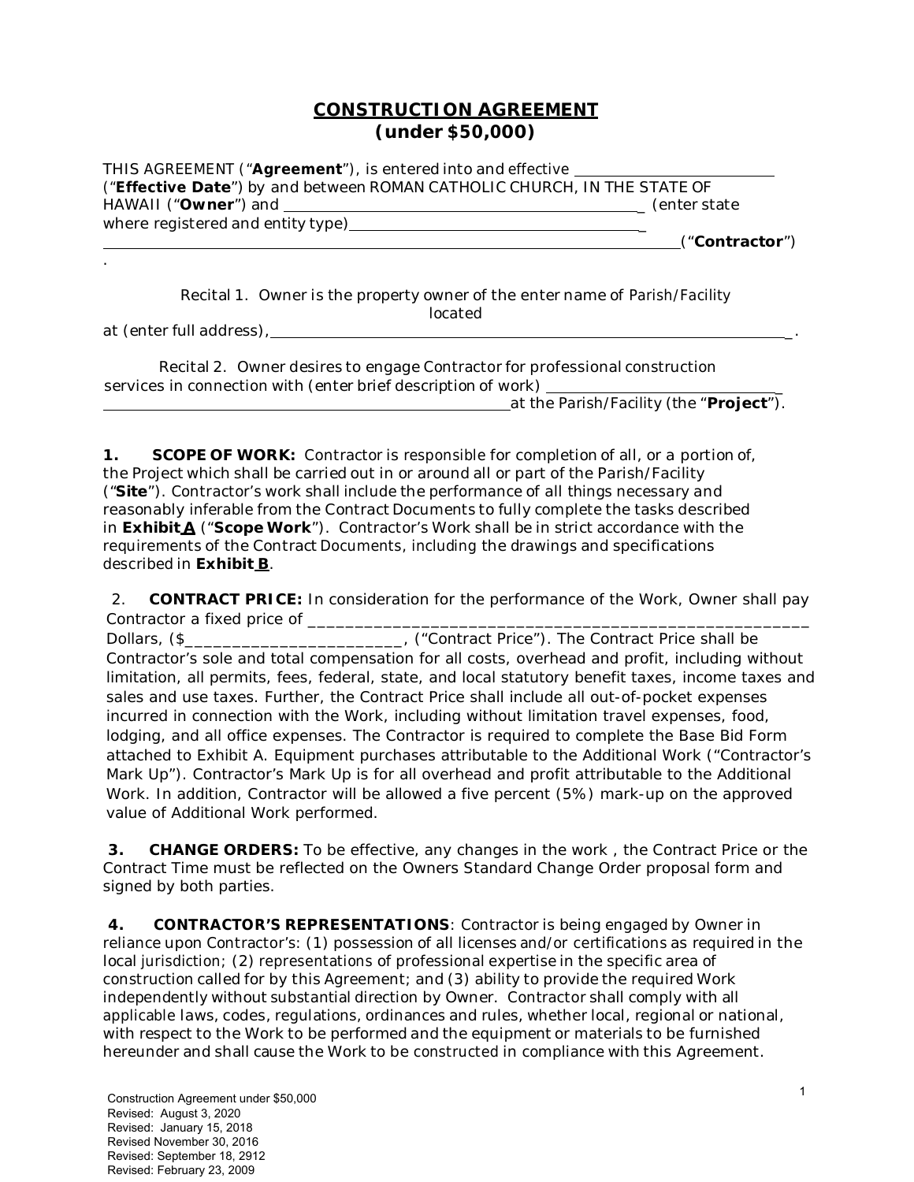# CONSTRUCTION AGREEMENT
## (under $50,000)

THIS AGREEMENT ("**Agreement**"), is entered into and effective ______________________ ("**Effective Date**") by and between ROMAN CATHOLIC CHURCH, IN THE STATE OF HAWAII ("**Owner**") and ________________________________________ (enter state where registered and entity type)____________________________________ ____________________________________________________________________("**Contractor**").

Recital 1. Owner is the property owner of the enter name of Parish/Facility located at (enter full address),__________________________________________________________.

Recital 2. Owner desires to engage Contractor for professional construction services in connection with (enter brief description of work) __________________________ ____________________________________________at the Parish/Facility (the "**Project**").

**1. SCOPE OF WORK:** Contractor is responsible for completion of all, or a portion of, the Project which shall be carried out in or around all or part of the Parish/Facility ("**Site**"). Contractor's work shall include the performance of all things necessary and reasonably inferable from the Contract Documents to fully complete the tasks described in **Exhibit A** ("**Scope Work**"). Contractor's Work shall be in strict accordance with the requirements of the Contract Documents, including the drawings and specifications described in **Exhibit B**.

2. **CONTRACT PRICE:** In consideration for the performance of the Work, Owner shall pay Contractor a fixed price of ________________________________________________________ Dollars, ($_______________________, ("Contract Price"). The Contract Price shall be Contractor's sole and total compensation for all costs, overhead and profit, including without limitation, all permits, fees, federal, state, and local statutory benefit taxes, income taxes and sales and use taxes. Further, the Contract Price shall include all out-of-pocket expenses incurred in connection with the Work, including without limitation travel expenses, food, lodging, and all office expenses. The Contractor is required to complete the Base Bid Form attached to Exhibit A. Equipment purchases attributable to the Additional Work ("Contractor's Mark Up"). Contractor's Mark Up is for all overhead and profit attributable to the Additional Work. In addition, Contractor will be allowed a five percent (5%) mark-up on the approved value of Additional Work performed.

**3. CHANGE ORDERS:** To be effective, any changes in the work , the Contract Price or the Contract Time must be reflected on the Owners Standard Change Order proposal form and signed by both parties.

**4. CONTRACTOR'S REPRESENTATIONS**: Contractor is being engaged by Owner in reliance upon Contractor's: (1) possession of all licenses and/or certifications as required in the local jurisdiction; (2) representations of professional expertise in the specific area of construction called for by this Agreement; and (3) ability to provide the required Work independently without substantial direction by Owner. Contractor shall comply with all applicable laws, codes, regulations, ordinances and rules, whether local, regional or national, with respect to the Work to be performed and the equipment or materials to be furnished hereunder and shall cause the Work to be constructed in compliance with this Agreement.

Construction Agreement under $50,000
Revised: August 3, 2020
Revised: January 15, 2018
Revised November 30, 2016
Revised: September 18, 2912
Revised: February 23, 2009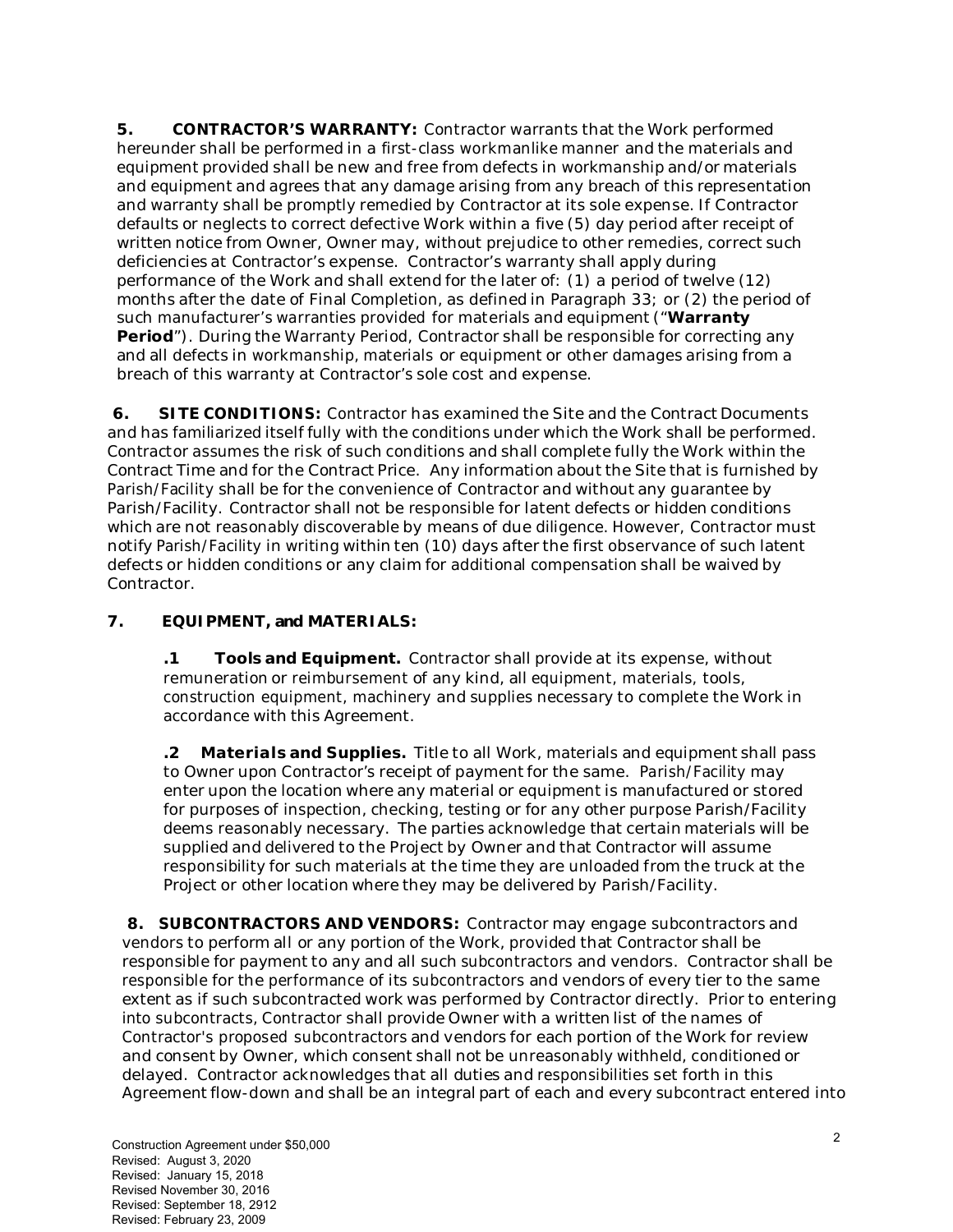**5. CONTRACTOR'S WARRANTY:** Contractor warrants that the Work performed hereunder shall be performed in a first-class workmanlike manner and the materials and equipment provided shall be new and free from defects in workmanship and/or materials and equipment and agrees that any damage arising from any breach of this representation and warranty shall be promptly remedied by Contractor at its sole expense. If Contractor defaults or neglects to correct defective Work within a five (5) day period after receipt of written notice from Owner, Owner may, without prejudice to other remedies, correct such deficiencies at Contractor's expense. Contractor's warranty shall apply during performance of the Work and shall extend for the later of: (1) a period of twelve (12) months after the date of Final Completion, as defined in Paragraph 33; or (2) the period of such manufacturer's warranties provided for materials and equipment ("**Warranty Period**"). During the Warranty Period, Contractor shall be responsible for correcting any and all defects in workmanship, materials or equipment or other damages arising from a breach of this warranty at Contractor's sole cost and expense.

**6. SITE CONDITIONS:** Contractor has examined the Site and the Contract Documents and has familiarized itself fully with the conditions under which the Work shall be performed. Contractor assumes the risk of such conditions and shall complete fully the Work within the Contract Time and for the Contract Price. Any information about the Site that is furnished by Parish/Facility shall be for the convenience of Contractor and without any guarantee by Parish/Facility. Contractor shall not be responsible for latent defects or hidden conditions which are not reasonably discoverable by means of due diligence. However, Contractor must notify Parish/Facility in writing within ten (10) days after the first observance of such latent defects or hidden conditions or any claim for additional compensation shall be waived by Contractor.

**7. EQUIPMENT, and MATERIALS:**

**.1 Tools and Equipment.** Contractor shall provide at its expense, without remuneration or reimbursement of any kind, all equipment, materials, tools, construction equipment, machinery and supplies necessary to complete the Work in accordance with this Agreement.

**.2 Materials and Supplies.** Title to all Work, materials and equipment shall pass to Owner upon Contractor's receipt of payment for the same. Parish/Facility may enter upon the location where any material or equipment is manufactured or stored for purposes of inspection, checking, testing or for any other purpose Parish/Facility deems reasonably necessary. The parties acknowledge that certain materials will be supplied and delivered to the Project by Owner and that Contractor will assume responsibility for such materials at the time they are unloaded from the truck at the Project or other location where they may be delivered by Parish/Facility.

**8. SUBCONTRACTORS AND VENDORS:** Contractor may engage subcontractors and vendors to perform all or any portion of the Work, provided that Contractor shall be responsible for payment to any and all such subcontractors and vendors. Contractor shall be responsible for the performance of its subcontractors and vendors of every tier to the same extent as if such subcontracted work was performed by Contractor directly. Prior to entering into subcontracts, Contractor shall provide Owner with a written list of the names of Contractor's proposed subcontractors and vendors for each portion of the Work for review and consent by Owner, which consent shall not be unreasonably withheld, conditioned or delayed. Contractor acknowledges that all duties and responsibilities set forth in this Agreement flow-down and shall be an integral part of each and every subcontract entered into

Construction Agreement under $50,000
Revised: August 3, 2020
Revised: January 15, 2018
Revised November 30, 2016
Revised: September 18, 2912
Revised: February 23, 2009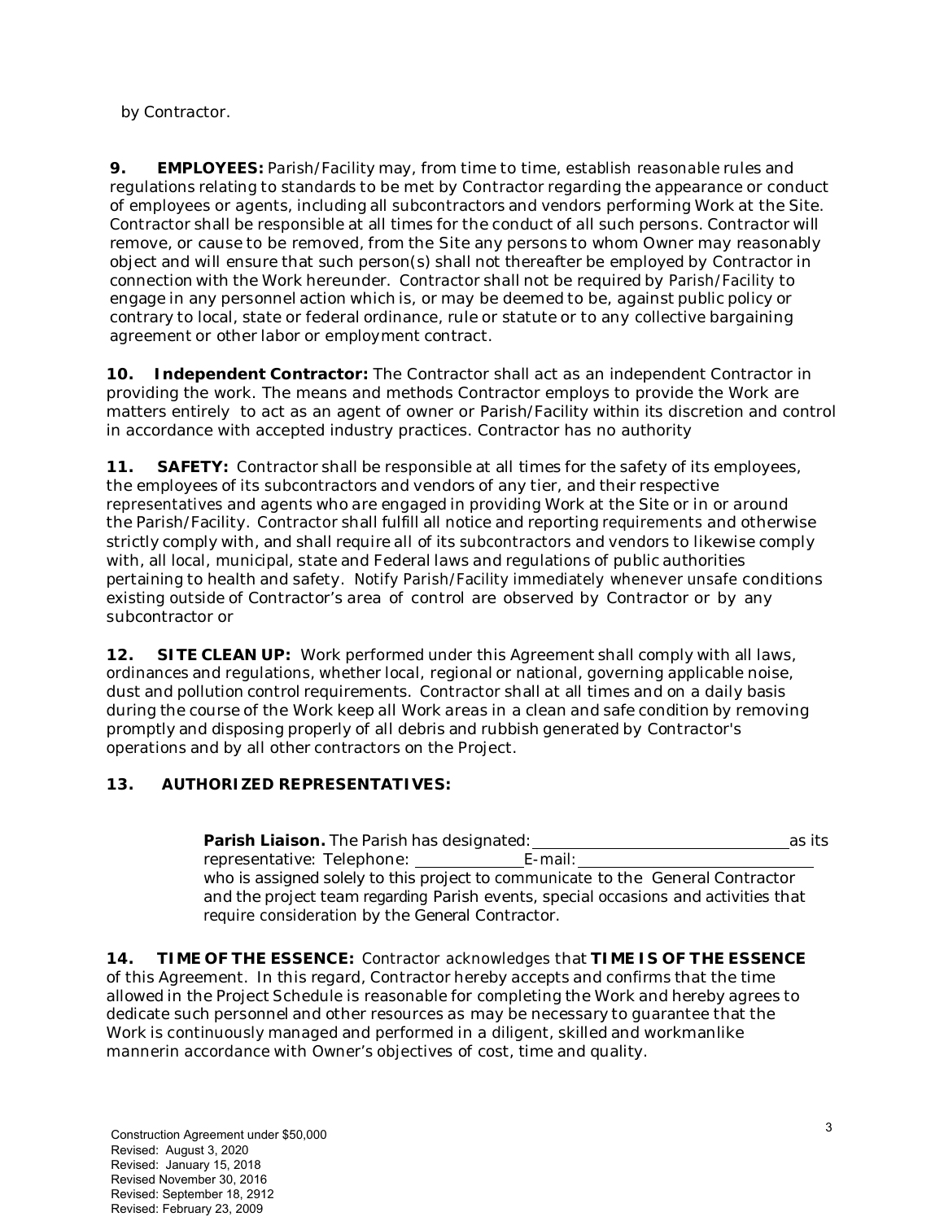by Contractor.

**9. EMPLOYEES:** Parish/Facility may, from time to time, establish reasonable rules and regulations relating to standards to be met by Contractor regarding the appearance or conduct of employees or agents, including all subcontractors and vendors performing Work at the Site. Contractor shall be responsible at all times for the conduct of all such persons. Contractor will remove, or cause to be removed, from the Site any persons to whom Owner may reasonably object and will ensure that such person(s) shall not thereafter be employed by Contractor in connection with the Work hereunder. Contractor shall not be required by Parish/Facility to engage in any personnel action which is, or may be deemed to be, against public policy or contrary to local, state or federal ordinance, rule or statute or to any collective bargaining agreement or other labor or employment contract.

**10. Independent Contractor:** The Contractor shall act as an independent Contractor in providing the work. The means and methods Contractor employs to provide the Work are matters entirely to act as an agent of owner or Parish/Facility within its discretion and control in accordance with accepted industry practices. Contractor has no authority

**11. SAFETY:** Contractor shall be responsible at all times for the safety of its employees, the employees of its subcontractors and vendors of any tier, and their respective representatives and agents who are engaged in providing Work at the Site or in or around the Parish/Facility. Contractor shall fulfill all notice and reporting requirements and otherwise strictly comply with, and shall require all of its subcontractors and vendors to likewise comply with, all local, municipal, state and Federal laws and regulations of public authorities pertaining to health and safety. Notify Parish/Facility immediately whenever unsafe conditions existing outside of Contractor's area of control are observed by Contractor or by any subcontractor or

**12. SITE CLEAN UP:** Work performed under this Agreement shall comply with all laws, ordinances and regulations, whether local, regional or national, governing applicable noise, dust and pollution control requirements. Contractor shall at all times and on a daily basis during the course of the Work keep all Work areas in a clean and safe condition by removing promptly and disposing properly of all debris and rubbish generated by Contractor's operations and by all other contractors on the Project.

**13. AUTHORIZED REPRESENTATIVES:**

> **Parish Liaison.** The Parish has designated: ______________________________ as its representative: Telephone: ____________ E-mail: ___________________________ who is assigned solely to this project to communicate to the General Contractor and the project team regarding Parish events, special occasions and activities that require consideration by the General Contractor.

**14. TIME OF THE ESSENCE:** Contractor acknowledges that **TIME IS OF THE ESSENCE** of this Agreement. In this regard, Contractor hereby accepts and confirms that the time allowed in the Project Schedule is reasonable for completing the Work and hereby agrees to dedicate such personnel and other resources as may be necessary to guarantee that the Work is continuously managed and performed in a diligent, skilled and workmanlike mannerin accordance with Owner's objectives of cost, time and quality.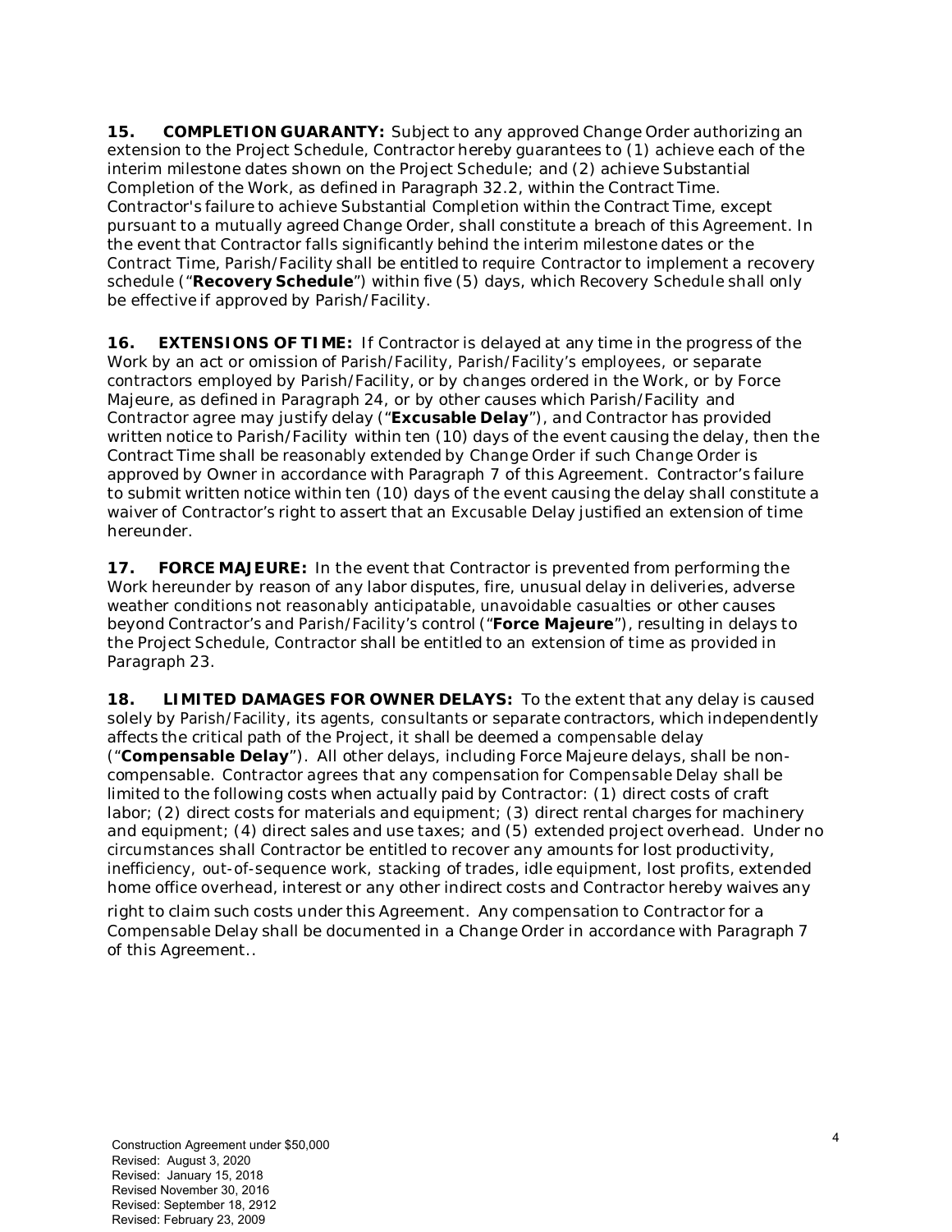**15. COMPLETION GUARANTY:** Subject to any approved Change Order authorizing an extension to the Project Schedule, Contractor hereby guarantees to (1) achieve each of the interim milestone dates shown on the Project Schedule; and (2) achieve Substantial Completion of the Work, as defined in Paragraph 32.2, within the Contract Time. Contractor's failure to achieve Substantial Completion within the Contract Time, except pursuant to a mutually agreed Change Order, shall constitute a breach of this Agreement. In the event that Contractor falls significantly behind the interim milestone dates or the Contract Time, Parish/Facility shall be entitled to require Contractor to implement a recovery schedule ("**Recovery Schedule**") within five (5) days, which Recovery Schedule shall only be effective if approved by Parish/Facility.

**16. EXTENSIONS OF TIME:** If Contractor is delayed at any time in the progress of the Work by an act or omission of Parish/Facility, Parish/Facility's employees, or separate contractors employed by Parish/Facility, or by changes ordered in the Work, or by Force Majeure, as defined in Paragraph 24, or by other causes which Parish/Facility and Contractor agree may justify delay ("**Excusable Delay**"), and Contractor has provided written notice to Parish/Facility within ten (10) days of the event causing the delay, then the Contract Time shall be reasonably extended by Change Order if such Change Order is approved by Owner in accordance with Paragraph 7 of this Agreement. Contractor's failure to submit written notice within ten (10) days of the event causing the delay shall constitute a waiver of Contractor's right to assert that an Excusable Delay justified an extension of time hereunder.

**17. FORCE MAJEURE:** In the event that Contractor is prevented from performing the Work hereunder by reason of any labor disputes, fire, unusual delay in deliveries, adverse weather conditions not reasonably anticipatable, unavoidable casualties or other causes beyond Contractor's and Parish/Facility's control ("**Force Majeure**"), resulting in delays to the Project Schedule, Contractor shall be entitled to an extension of time as provided in Paragraph 23.

**18. LIMITED DAMAGES FOR OWNER DELAYS:** To the extent that any delay is caused solely by Parish/Facility, its agents, consultants or separate contractors, which independently affects the critical path of the Project, it shall be deemed a compensable delay ("**Compensable Delay**"). All other delays, including Force Majeure delays, shall be non-compensable. Contractor agrees that any compensation for Compensable Delay shall be limited to the following costs when actually paid by Contractor: (1) direct costs of craft labor; (2) direct costs for materials and equipment; (3) direct rental charges for machinery and equipment; (4) direct sales and use taxes; and (5) extended project overhead. Under no circumstances shall Contractor be entitled to recover any amounts for lost productivity, inefficiency, out-of-sequence work, stacking of trades, idle equipment, lost profits, extended home office overhead, interest or any other indirect costs and Contractor hereby waives any right to claim such costs under this Agreement. Any compensation to Contractor for a Compensable Delay shall be documented in a Change Order in accordance with Paragraph 7 of this Agreement..

Construction Agreement under $50,000
Revised: August 3, 2020
Revised: January 15, 2018
Revised November 30, 2016
Revised: September 18, 2912
Revised: February 23, 2009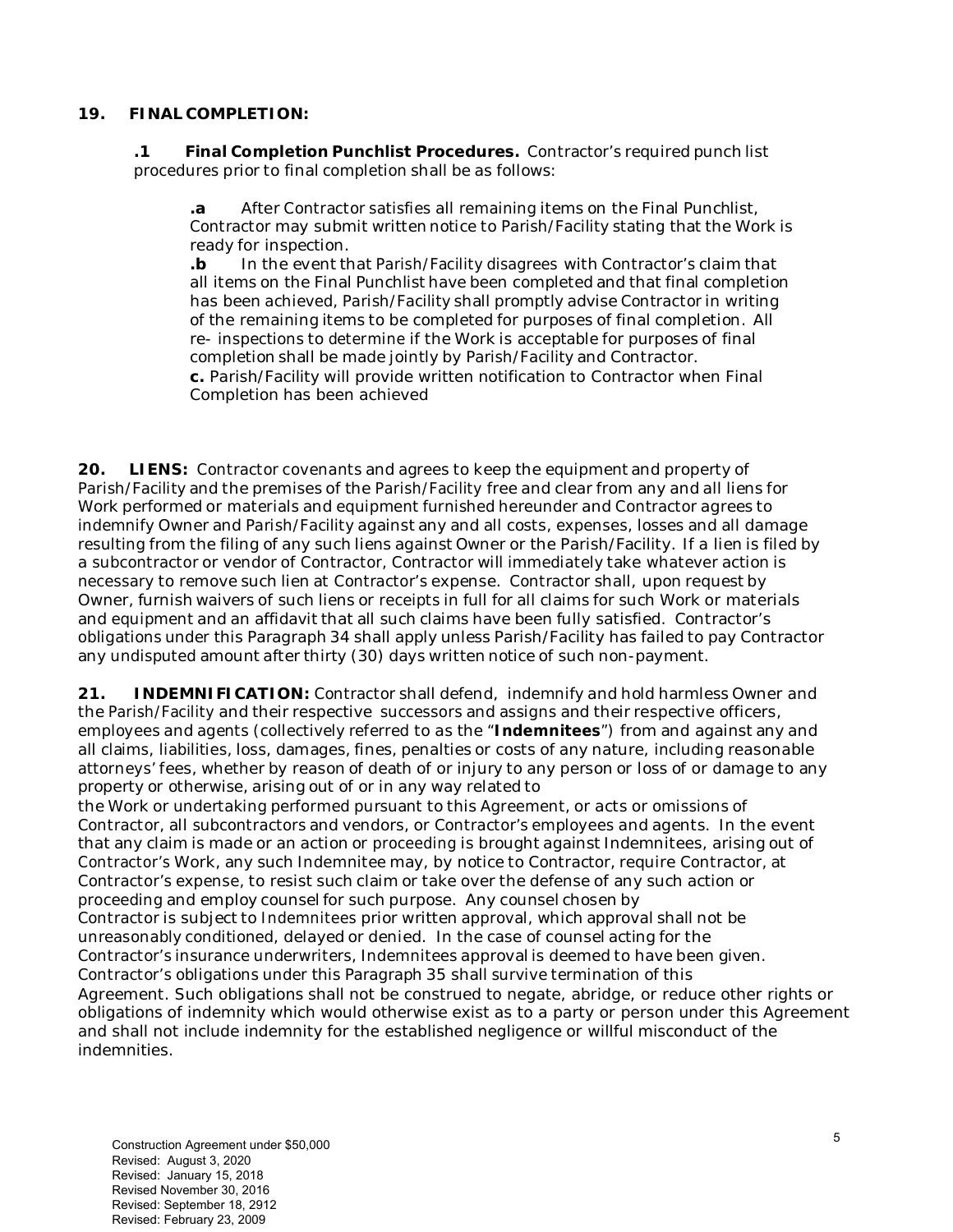**19. FINAL COMPLETION:**

**.1 Final Completion Punchlist Procedures.** Contractor's required punch list procedures prior to final completion shall be as follows:

**.a** After Contractor satisfies all remaining items on the Final Punchlist, Contractor may submit written notice to Parish/Facility stating that the Work is ready for inspection.

**.b** In the event that Parish/Facility disagrees with Contractor's claim that all items on the Final Punchlist have been completed and that final completion has been achieved, Parish/Facility shall promptly advise Contractor in writing of the remaining items to be completed for purposes of final completion. All re- inspections to determine if the Work is acceptable for purposes of final completion shall be made jointly by Parish/Facility and Contractor.

**c.** Parish/Facility will provide written notification to Contractor when Final Completion has been achieved

**20. LIENS:** Contractor covenants and agrees to keep the equipment and property of Parish/Facility and the premises of the Parish/Facility free and clear from any and all liens for Work performed or materials and equipment furnished hereunder and Contractor agrees to indemnify Owner and Parish/Facility against any and all costs, expenses, losses and all damage resulting from the filing of any such liens against Owner or the Parish/Facility. If a lien is filed by a subcontractor or vendor of Contractor, Contractor will immediately take whatever action is necessary to remove such lien at Contractor's expense. Contractor shall, upon request by Owner, furnish waivers of such liens or receipts in full for all claims for such Work or materials and equipment and an affidavit that all such claims have been fully satisfied. Contractor's obligations under this Paragraph 34 shall apply unless Parish/Facility has failed to pay Contractor any undisputed amount after thirty (30) days written notice of such non-payment.

**21. INDEMNIFICATION:** Contractor shall defend, indemnify and hold harmless Owner and the Parish/Facility and their respective successors and assigns and their respective officers, employees and agents (collectively referred to as the "**Indemnitees**") from and against any and all claims, liabilities, loss, damages, fines, penalties or costs of any nature, including reasonable attorneys' fees, whether by reason of death of or injury to any person or loss of or damage to any property or otherwise, arising out of or in any way related to the Work or undertaking performed pursuant to this Agreement, or acts or omissions of Contractor, all subcontractors and vendors, or Contractor's employees and agents. In the event that any claim is made or an action or proceeding is brought against Indemnitees, arising out of Contractor's Work, any such Indemnitee may, by notice to Contractor, require Contractor, at Contractor's expense, to resist such claim or take over the defense of any such action or proceeding and employ counsel for such purpose. Any counsel chosen by Contractor is subject to Indemnitees prior written approval, which approval shall not be unreasonably conditioned, delayed or denied. In the case of counsel acting for the Contractor's insurance underwriters, Indemnitees approval is deemed to have been given. Contractor's obligations under this Paragraph 35 shall survive termination of this Agreement. Such obligations shall not be construed to negate, abridge, or reduce other rights or obligations of indemnity which would otherwise exist as to a party or person under this Agreement and shall not include indemnity for the established negligence or willful misconduct of the indemnities.

Construction Agreement under $50,000
Revised: August 3, 2020
Revised: January 15, 2018
Revised November 30, 2016
Revised: September 18, 2912
Revised: February 23, 2009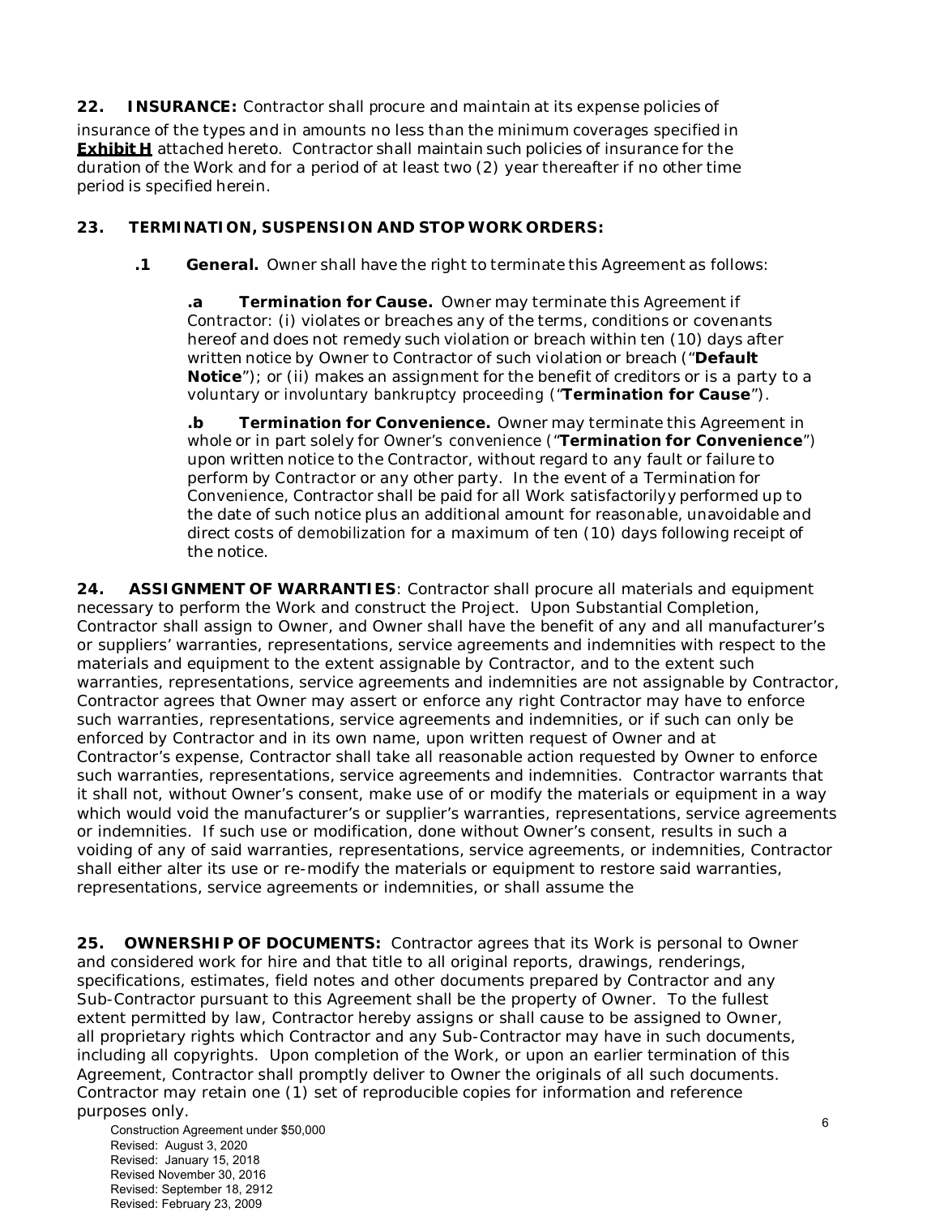**22. INSURANCE:** Contractor shall procure and maintain at its expense policies of insurance of the types and in amounts no less than the minimum coverages specified in **Exhibit H** attached hereto. Contractor shall maintain such policies of insurance for the duration of the Work and for a period of at least two (2) year thereafter if no other time period is specified herein.

**23. TERMINATION, SUSPENSION AND STOP WORK ORDERS:**

**.1 General.** Owner shall have the right to terminate this Agreement as follows:

**.a Termination for Cause.** Owner may terminate this Agreement if Contractor: (i) violates or breaches any of the terms, conditions or covenants hereof and does not remedy such violation or breach within ten (10) days after written notice by Owner to Contractor of such violation or breach ("**Default Notice**"); or (ii) makes an assignment for the benefit of creditors or is a party to a voluntary or involuntary bankruptcy proceeding ("**Termination for Cause**").

**.b Termination for Convenience.** Owner may terminate this Agreement in whole or in part solely for Owner's convenience ("**Termination for Convenience**") upon written notice to the Contractor, without regard to any fault or failure to perform by Contractor or any other party. In the event of a Termination for Convenience, Contractor shall be paid for all Work satisfactorilyy performed up to the date of such notice plus an additional amount for reasonable, unavoidable and direct costs of demobilization for a maximum of ten (10) days following receipt of the notice.

**24. ASSIGNMENT OF WARRANTIES**: Contractor shall procure all materials and equipment necessary to perform the Work and construct the Project. Upon Substantial Completion, Contractor shall assign to Owner, and Owner shall have the benefit of any and all manufacturer's or suppliers' warranties, representations, service agreements and indemnities with respect to the materials and equipment to the extent assignable by Contractor, and to the extent such warranties, representations, service agreements and indemnities are not assignable by Contractor, Contractor agrees that Owner may assert or enforce any right Contractor may have to enforce such warranties, representations, service agreements and indemnities, or if such can only be enforced by Contractor and in its own name, upon written request of Owner and at Contractor's expense, Contractor shall take all reasonable action requested by Owner to enforce such warranties, representations, service agreements and indemnities. Contractor warrants that it shall not, without Owner's consent, make use of or modify the materials or equipment in a way which would void the manufacturer's or supplier's warranties, representations, service agreements or indemnities. If such use or modification, done without Owner's consent, results in such a voiding of any of said warranties, representations, service agreements, or indemnities, Contractor shall either alter its use or re-modify the materials or equipment to restore said warranties, representations, service agreements or indemnities, or shall assume the

**25. OWNERSHIP OF DOCUMENTS:** Contractor agrees that its Work is personal to Owner and considered work for hire and that title to all original reports, drawings, renderings, specifications, estimates, field notes and other documents prepared by Contractor and any Sub-Contractor pursuant to this Agreement shall be the property of Owner. To the fullest extent permitted by law, Contractor hereby assigns or shall cause to be assigned to Owner, all proprietary rights which Contractor and any Sub-Contractor may have in such documents, including all copyrights. Upon completion of the Work, or upon an earlier termination of this Agreement, Contractor shall promptly deliver to Owner the originals of all such documents. Contractor may retain one (1) set of reproducible copies for information and reference purposes only.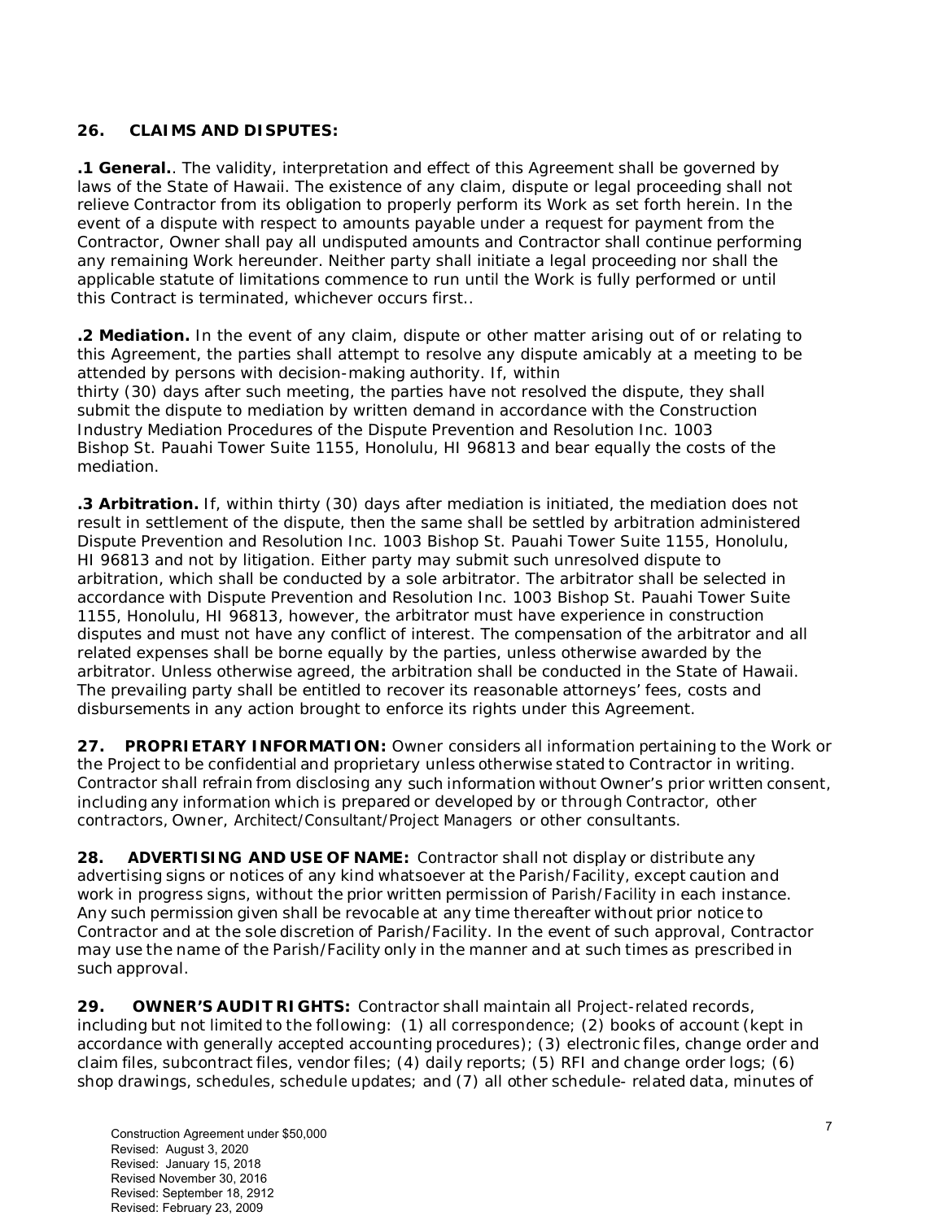**26. CLAIMS AND DISPUTES:**

**.1 General.**. The validity, interpretation and effect of this Agreement shall be governed by laws of the State of Hawaii. The existence of any claim, dispute or legal proceeding shall not relieve Contractor from its obligation to properly perform its Work as set forth herein. In the event of a dispute with respect to amounts payable under a request for payment from the Contractor, Owner shall pay all undisputed amounts and Contractor shall continue performing any remaining Work hereunder. Neither party shall initiate a legal proceeding nor shall the applicable statute of limitations commence to run until the Work is fully performed or until this Contract is terminated, whichever occurs first..

**.2 Mediation.** In the event of any claim, dispute or other matter arising out of or relating to this Agreement, the parties shall attempt to resolve any dispute amicably at a meeting to be attended by persons with decision-making authority. If, within thirty (30) days after such meeting, the parties have not resolved the dispute, they shall submit the dispute to mediation by written demand in accordance with the Construction Industry Mediation Procedures of the Dispute Prevention and Resolution Inc. 1003 Bishop St. Pauahi Tower Suite 1155, Honolulu, HI 96813 and bear equally the costs of the mediation.

**.3 Arbitration.** If, within thirty (30) days after mediation is initiated, the mediation does not result in settlement of the dispute, then the same shall be settled by arbitration administered Dispute Prevention and Resolution Inc. 1003 Bishop St. Pauahi Tower Suite 1155, Honolulu, HI 96813 and not by litigation. Either party may submit such unresolved dispute to arbitration, which shall be conducted by a sole arbitrator. The arbitrator shall be selected in accordance with Dispute Prevention and Resolution Inc. 1003 Bishop St. Pauahi Tower Suite 1155, Honolulu, HI 96813, however, the arbitrator must have experience in construction disputes and must not have any conflict of interest. The compensation of the arbitrator and all related expenses shall be borne equally by the parties, unless otherwise awarded by the arbitrator. Unless otherwise agreed, the arbitration shall be conducted in the State of Hawaii. The prevailing party shall be entitled to recover its reasonable attorneys' fees, costs and disbursements in any action brought to enforce its rights under this Agreement.

**27. PROPRIETARY INFORMATION:** Owner considers all information pertaining to the Work or the Project to be confidential and proprietary unless otherwise stated to Contractor in writing. Contractor shall refrain from disclosing any such information without Owner's prior written consent, including any information which is prepared or developed by or through Contractor, other contractors, Owner, Architect/Consultant/Project Managers or other consultants.

**28. ADVERTISING AND USE OF NAME:** Contractor shall not display or distribute any advertising signs or notices of any kind whatsoever at the Parish/Facility, except caution and work in progress signs, without the prior written permission of Parish/Facility in each instance. Any such permission given shall be revocable at any time thereafter without prior notice to Contractor and at the sole discretion of Parish/Facility. In the event of such approval, Contractor may use the name of the Parish/Facility only in the manner and at such times as prescribed in such approval.

**29. OWNER'S AUDIT RIGHTS:** Contractor shall maintain all Project-related records, including but not limited to the following: (1) all correspondence; (2) books of account (kept in accordance with generally accepted accounting procedures); (3) electronic files, change order and claim files, subcontract files, vendor files; (4) daily reports; (5) RFI and change order logs; (6) shop drawings, schedules, schedule updates; and (7) all other schedule- related data, minutes of

Construction Agreement under $50,000
Revised: August 3, 2020
Revised: January 15, 2018
Revised November 30, 2016
Revised: September 18, 2912
Revised: February 23, 2009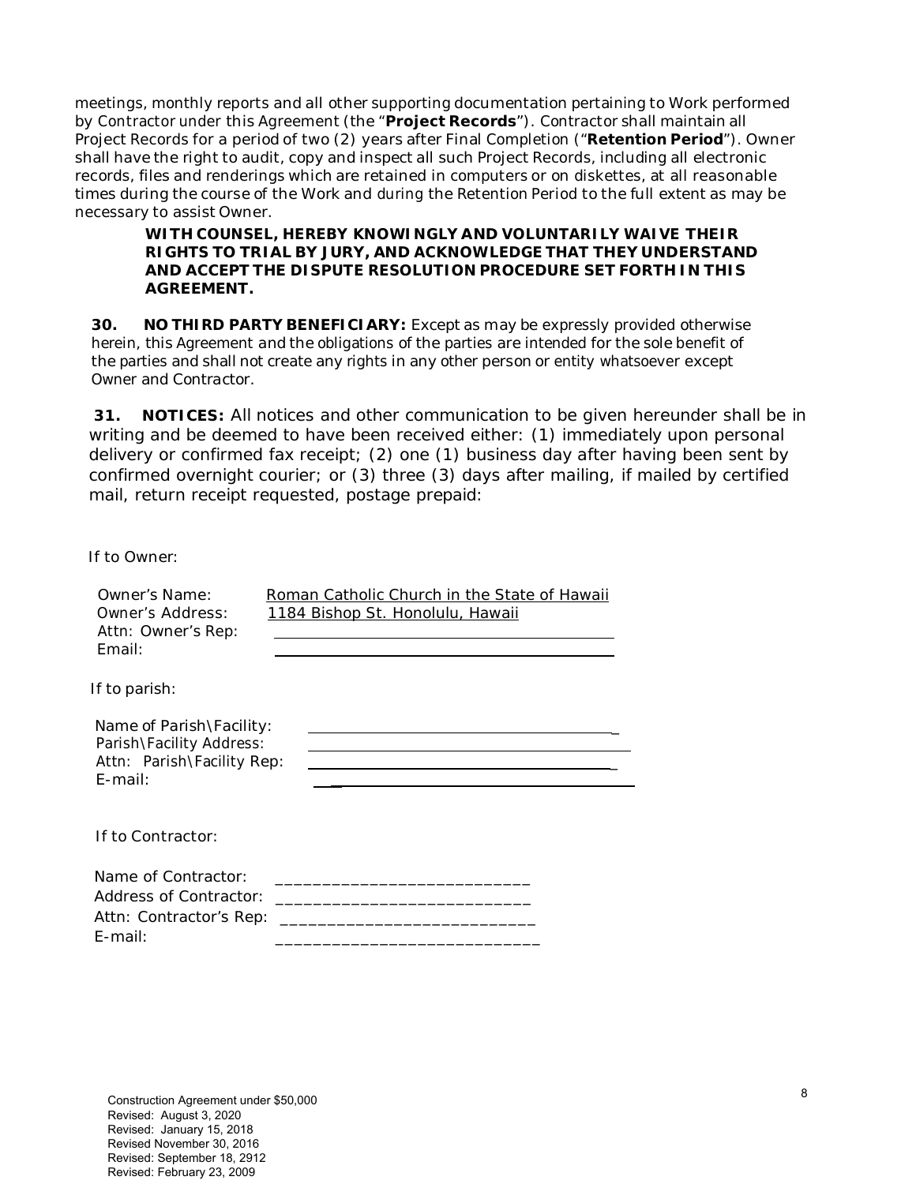meetings, monthly reports and all other supporting documentation pertaining to Work performed by Contractor under this Agreement (the "**Project Records**"). Contractor shall maintain all Project Records for a period of two (2) years after Final Completion ("**Retention Period**"). Owner shall have the right to audit, copy and inspect all such Project Records, including all electronic records, files and renderings which are retained in computers or on diskettes, at all reasonable times during the course of the Work and during the Retention Period to the full extent as may be necessary to assist Owner.

> **WITH COUNSEL, HEREBY KNOWINGLY AND VOLUNTARILY WAIVE THEIR RIGHTS TO TRIAL BY JURY, AND ACKNOWLEDGE THAT THEY UNDERSTAND AND ACCEPT THE DISPUTE RESOLUTION PROCEDURE SET FORTH IN THIS AGREEMENT.**

**30. NO THIRD PARTY BENEFICIARY:** Except as may be expressly provided otherwise herein, this Agreement and the obligations of the parties are intended for the sole benefit of the parties and shall not create any rights in any other person or entity whatsoever except Owner and Contractor.

**31. NOTICES:** All notices and other communication to be given hereunder shall be in writing and be deemed to have been received either: (1) immediately upon personal delivery or confirmed fax receipt; (2) one (1) business day after having been sent by confirmed overnight courier; or (3) three (3) days after mailing, if mailed by certified mail, return receipt requested, postage prepaid:

If to Owner:

Owner's Name: Roman Catholic Church in the State of Hawaii
Owner's Address: 1184 Bishop St. Honolulu, Hawaii
Attn: Owner's Rep: ____________________
Email: ____________________

If to parish:

Name of Parish\Facility: ____________________
Parish\Facility Address: ____________________
Attn: Parish\Facility Rep: ____________________
E-mail: ____________________

If to Contractor:

Name of Contractor: ____________________
Address of Contractor: ____________________
Attn: Contractor's Rep: ____________________
E-mail: ____________________

Construction Agreement under $50,000
Revised: August 3, 2020
Revised: January 15, 2018
Revised November 30, 2016
Revised: September 18, 2912
Revised: February 23, 2009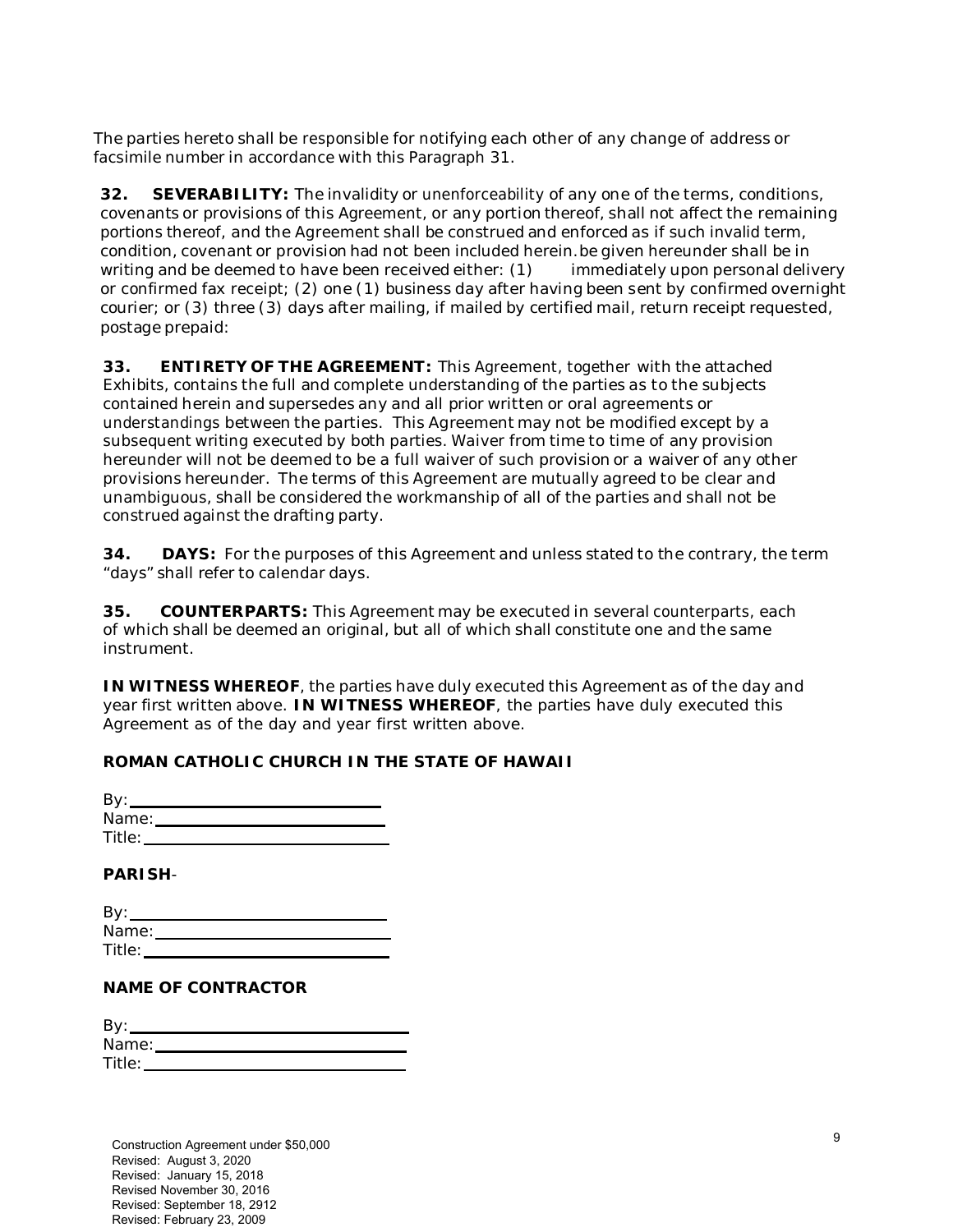The parties hereto shall be responsible for notifying each other of any change of address or facsimile number in accordance with this Paragraph 31.

**32. SEVERABILITY:** The invalidity or unenforceability of any one of the terms, conditions, covenants or provisions of this Agreement, or any portion thereof, shall not affect the remaining portions thereof, and the Agreement shall be construed and enforced as if such invalid term, condition, covenant or provision had not been included herein.be given hereunder shall be in writing and be deemed to have been received either: (1) immediately upon personal delivery or confirmed fax receipt; (2) one (1) business day after having been sent by confirmed overnight courier; or (3) three (3) days after mailing, if mailed by certified mail, return receipt requested, postage prepaid:

**33. ENTIRETY OF THE AGREEMENT:** This Agreement, together with the attached Exhibits, contains the full and complete understanding of the parties as to the subjects contained herein and supersedes any and all prior written or oral agreements or understandings between the parties. This Agreement may not be modified except by a subsequent writing executed by both parties. Waiver from time to time of any provision hereunder will not be deemed to be a full waiver of such provision or a waiver of any other provisions hereunder. The terms of this Agreement are mutually agreed to be clear and unambiguous, shall be considered the workmanship of all of the parties and shall not be construed against the drafting party.

**34. DAYS:** For the purposes of this Agreement and unless stated to the contrary, the term "days" shall refer to calendar days.

**35. COUNTERPARTS:** This Agreement may be executed in several counterparts, each of which shall be deemed an original, but all of which shall constitute one and the same instrument.

**IN WITNESS WHEREOF**, the parties have duly executed this Agreement as of the day and year first written above. **IN WITNESS WHEREOF**, the parties have duly executed this Agreement as of the day and year first written above.

**ROMAN CATHOLIC CHURCH IN THE STATE OF HAWAII**

By: ______________________________
Name: ____________________________
Title: _____________________________

**PARISH**-

By: ______________________________
Name: ____________________________
Title: _____________________________

**NAME OF CONTRACTOR**

By: ______________________________
Name: ____________________________
Title: _____________________________

Construction Agreement under $50,000
Revised: August 3, 2020
Revised: January 15, 2018
Revised November 30, 2016
Revised: September 18, 2912
Revised: February 23, 2009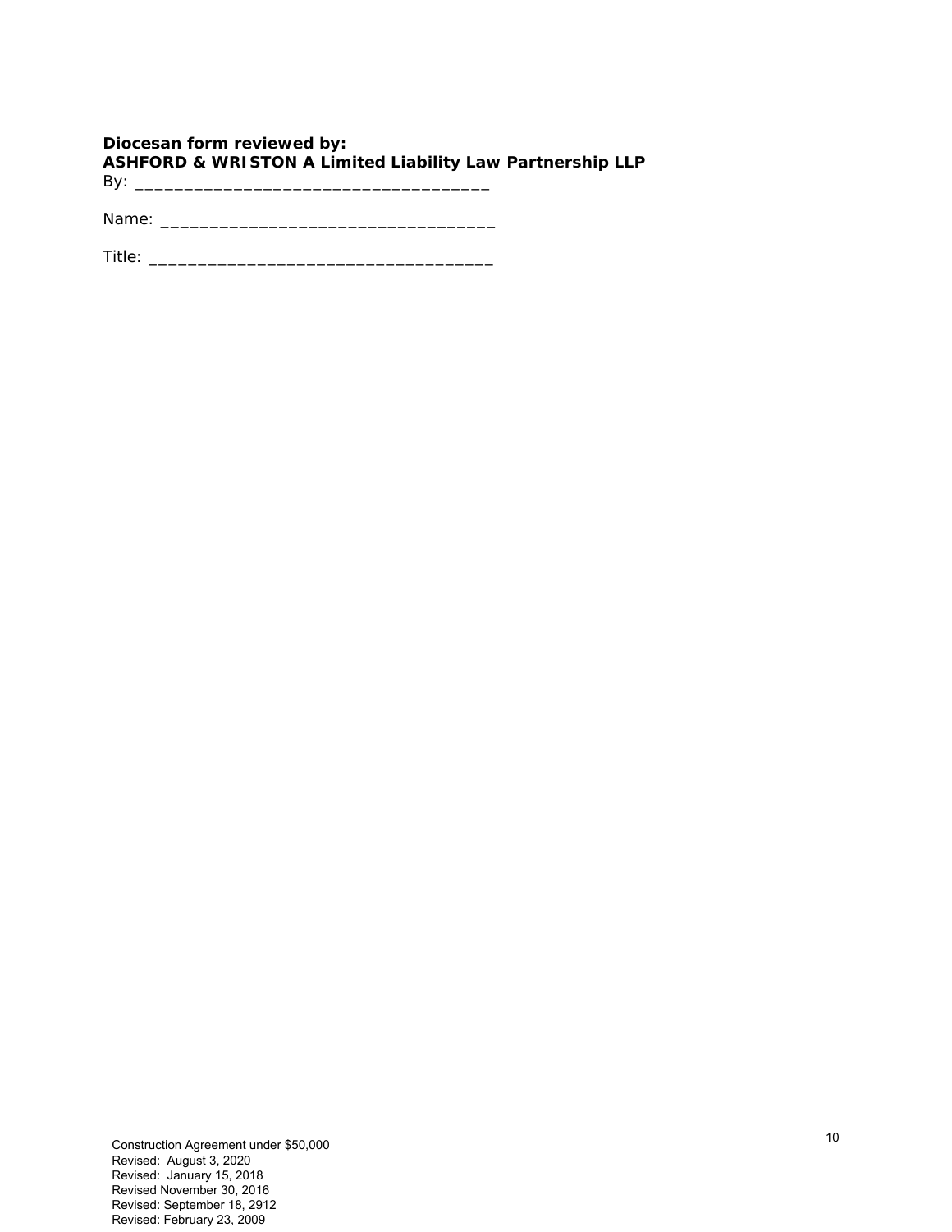**Diocesan form reviewed by:**
**ASHFORD & WRISTON A Limited Liability Law Partnership LLP**

By: ___________________________________

Name: __________________________________

Title: __________________________________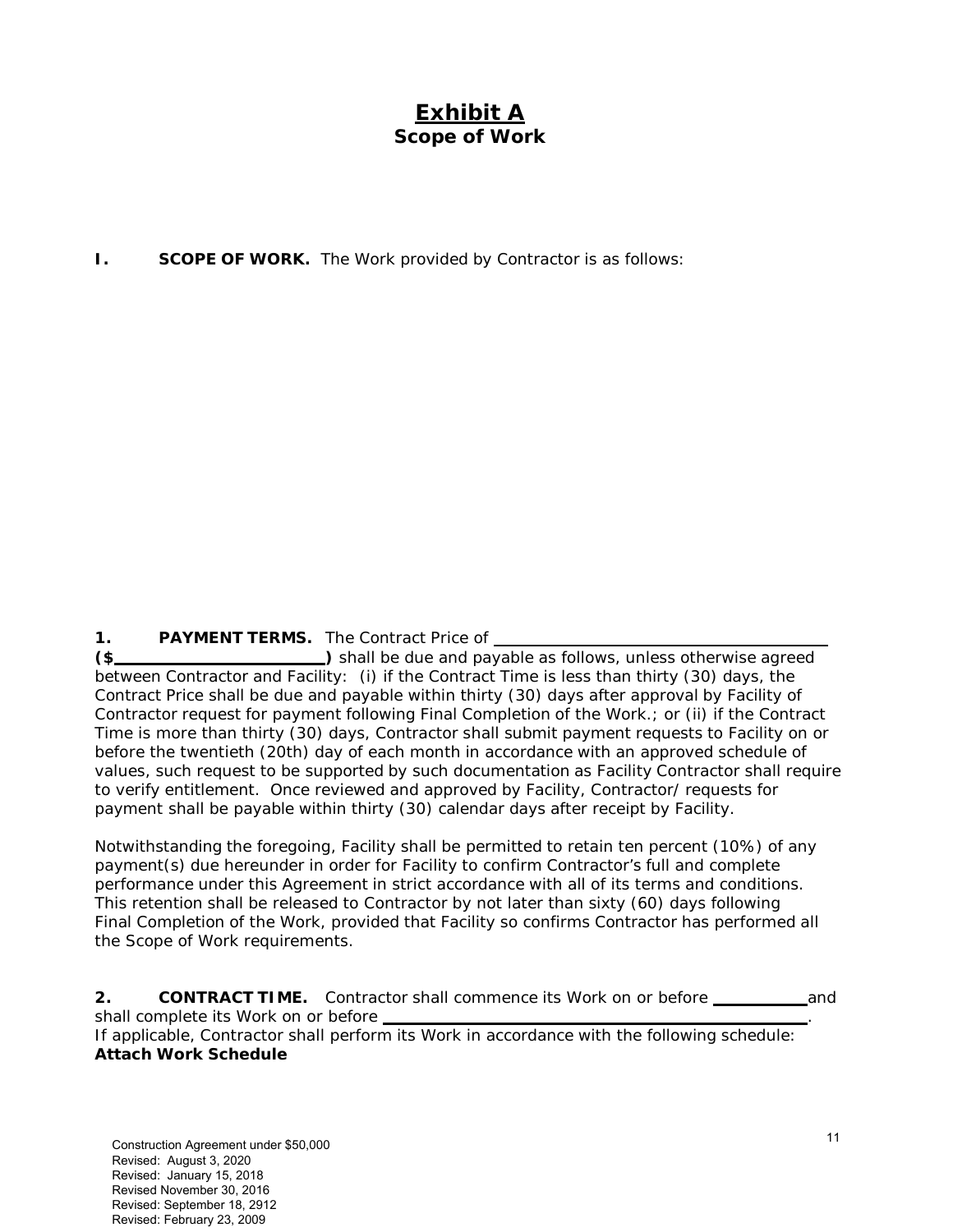# Exhibit A
## Scope of Work

**I. SCOPE OF WORK.** The Work provided by Contractor is as follows:

**1. PAYMENT TERMS.** The Contract Price of ______________________________________ **($______________________)** shall be due and payable as follows, unless otherwise agreed between Contractor and Facility: (i) if the Contract Time is less than thirty (30) days, the Contract Price shall be due and payable within thirty (30) days after approval by Facility of Contractor request for payment following Final Completion of the Work.; or (ii) if the Contract Time is more than thirty (30) days, Contractor shall submit payment requests to Facility on or before the twentieth (20th) day of each month in accordance with an approved schedule of values, such request to be supported by such documentation as Facility Contractor shall require to verify entitlement. Once reviewed and approved by Facility, Contractor/ requests for payment shall be payable within thirty (30) calendar days after receipt by Facility.

Notwithstanding the foregoing, Facility shall be permitted to retain ten percent (10%) of any payment(s) due hereunder in order for Facility to confirm Contractor's full and complete performance under this Agreement in strict accordance with all of its terms and conditions. This retention shall be released to Contractor by not later than sixty (60) days following Final Completion of the Work, provided that Facility so confirms Contractor has performed all the Scope of Work requirements.

**2. CONTRACT TIME.** Contractor shall commence its Work on or before __________ and shall complete its Work on or before ______________________________________________.
If applicable, Contractor shall perform its Work in accordance with the following schedule:
**Attach Work Schedule**

Construction Agreement under $50,000
Revised: August 3, 2020
Revised: January 15, 2018
Revised November 30, 2016
Revised: September 18, 2912
Revised: February 23, 2009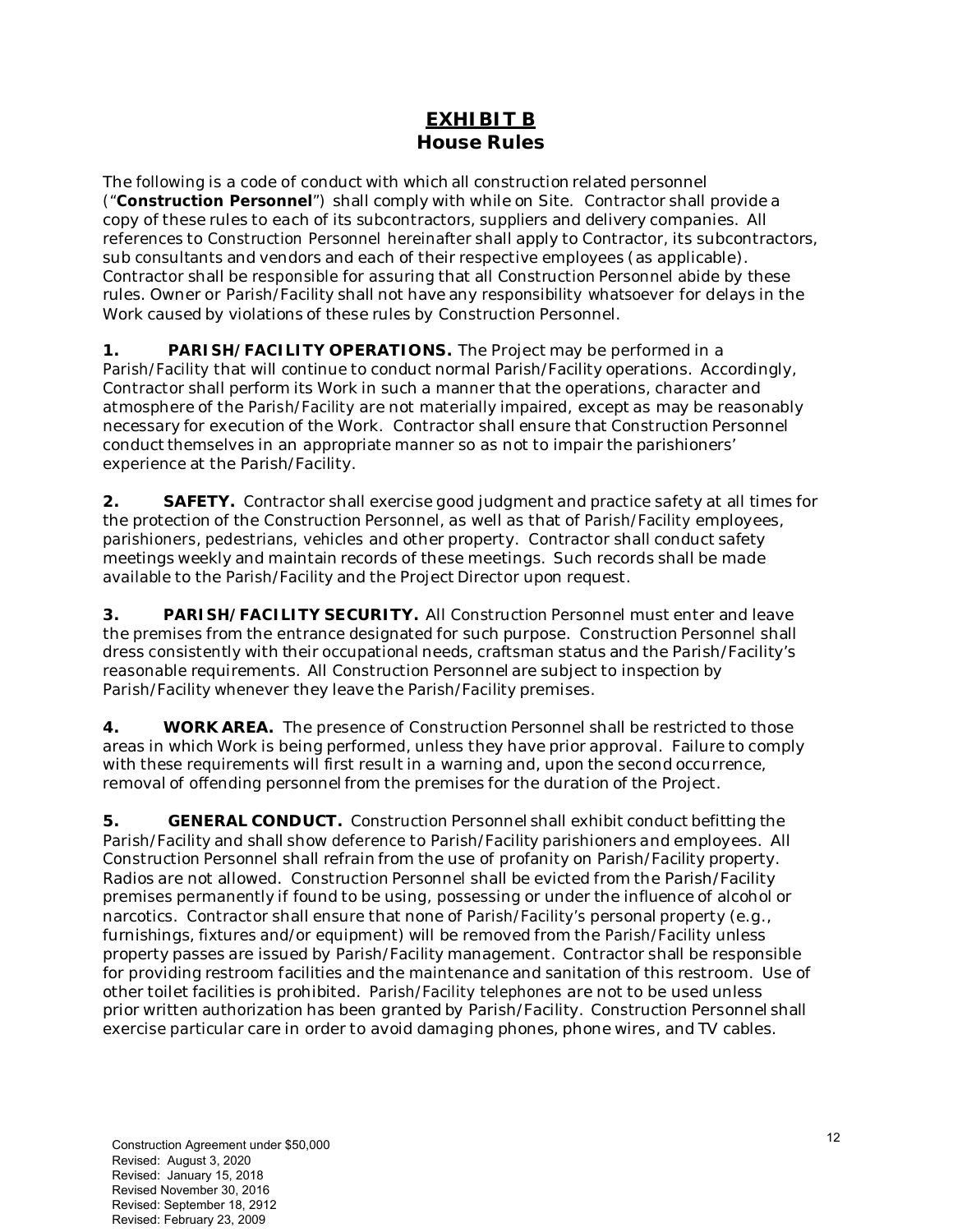# EXHIBIT B
## House Rules

The following is a code of conduct with which all construction related personnel ("**Construction Personnel**") shall comply with while on Site. Contractor shall provide a copy of these rules to each of its subcontractors, suppliers and delivery companies. All references to Construction Personnel hereinafter shall apply to Contractor, its subcontractors, sub consultants and vendors and each of their respective employees (as applicable). Contractor shall be responsible for assuring that all Construction Personnel abide by these rules. Owner or Parish/Facility shall not have any responsibility whatsoever for delays in the Work caused by violations of these rules by Construction Personnel.

**1. PARISH/FACILITY OPERATIONS.** The Project may be performed in a Parish/Facility that will continue to conduct normal Parish/Facility operations. Accordingly, Contractor shall perform its Work in such a manner that the operations, character and atmosphere of the Parish/Facility are not materially impaired, except as may be reasonably necessary for execution of the Work. Contractor shall ensure that Construction Personnel conduct themselves in an appropriate manner so as not to impair the parishioners' experience at the Parish/Facility.

**2. SAFETY.** Contractor shall exercise good judgment and practice safety at all times for the protection of the Construction Personnel, as well as that of Parish/Facility employees, parishioners, pedestrians, vehicles and other property. Contractor shall conduct safety meetings weekly and maintain records of these meetings. Such records shall be made available to the Parish/Facility and the Project Director upon request.

**3. PARISH/FACILITY SECURITY.** All Construction Personnel must enter and leave the premises from the entrance designated for such purpose. Construction Personnel shall dress consistently with their occupational needs, craftsman status and the Parish/Facility's reasonable requirements. All Construction Personnel are subject to inspection by Parish/Facility whenever they leave the Parish/Facility premises.

**4. WORK AREA.** The presence of Construction Personnel shall be restricted to those areas in which Work is being performed, unless they have prior approval. Failure to comply with these requirements will first result in a warning and, upon the second occurrence, removal of offending personnel from the premises for the duration of the Project.

**5. GENERAL CONDUCT.** Construction Personnel shall exhibit conduct befitting the Parish/Facility and shall show deference to Parish/Facility parishioners and employees. All Construction Personnel shall refrain from the use of profanity on Parish/Facility property. Radios are not allowed. Construction Personnel shall be evicted from the Parish/Facility premises permanently if found to be using, possessing or under the influence of alcohol or narcotics. Contractor shall ensure that none of Parish/Facility's personal property (e.g., furnishings, fixtures and/or equipment) will be removed from the Parish/Facility unless property passes are issued by Parish/Facility management. Contractor shall be responsible for providing restroom facilities and the maintenance and sanitation of this restroom. Use of other toilet facilities is prohibited. Parish/Facility telephones are not to be used unless prior written authorization has been granted by Parish/Facility. Construction Personnel shall exercise particular care in order to avoid damaging phones, phone wires, and TV cables.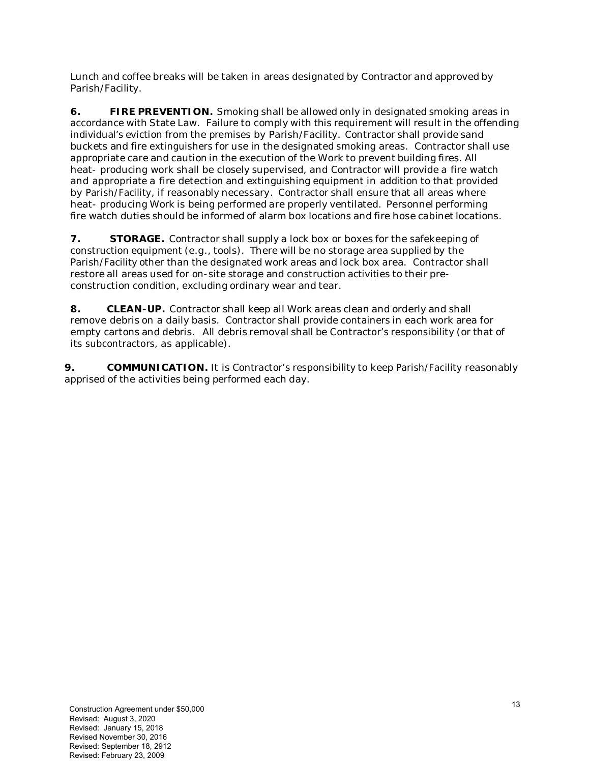Lunch and coffee breaks will be taken in areas designated by Contractor and approved by Parish/Facility.

**6. FIRE PREVENTION.** Smoking shall be allowed only in designated smoking areas in accordance with State Law. Failure to comply with this requirement will result in the offending individual's eviction from the premises by Parish/Facility. Contractor shall provide sand buckets and fire extinguishers for use in the designated smoking areas. Contractor shall use appropriate care and caution in the execution of the Work to prevent building fires. All heat- producing work shall be closely supervised, and Contractor will provide a fire watch and appropriate a fire detection and extinguishing equipment in addition to that provided by Parish/Facility, if reasonably necessary. Contractor shall ensure that all areas where heat- producing Work is being performed are properly ventilated. Personnel performing fire watch duties should be informed of alarm box locations and fire hose cabinet locations.

**7. STORAGE.** Contractor shall supply a lock box or boxes for the safekeeping of construction equipment (e.g., tools). There will be no storage area supplied by the Parish/Facility other than the designated work areas and lock box area. Contractor shall restore all areas used for on-site storage and construction activities to their pre-construction condition, excluding ordinary wear and tear.

**8. CLEAN-UP.** Contractor shall keep all Work areas clean and orderly and shall remove debris on a daily basis. Contractor shall provide containers in each work area for empty cartons and debris. All debris removal shall be Contractor's responsibility (or that of its subcontractors, as applicable).

**9. COMMUNICATION.** It is Contractor's responsibility to keep Parish/Facility reasonably apprised of the activities being performed each day.

Construction Agreement under $50,000
Revised: August 3, 2020
Revised: January 15, 2018
Revised November 30, 2016
Revised: September 18, 2912
Revised: February 23, 2009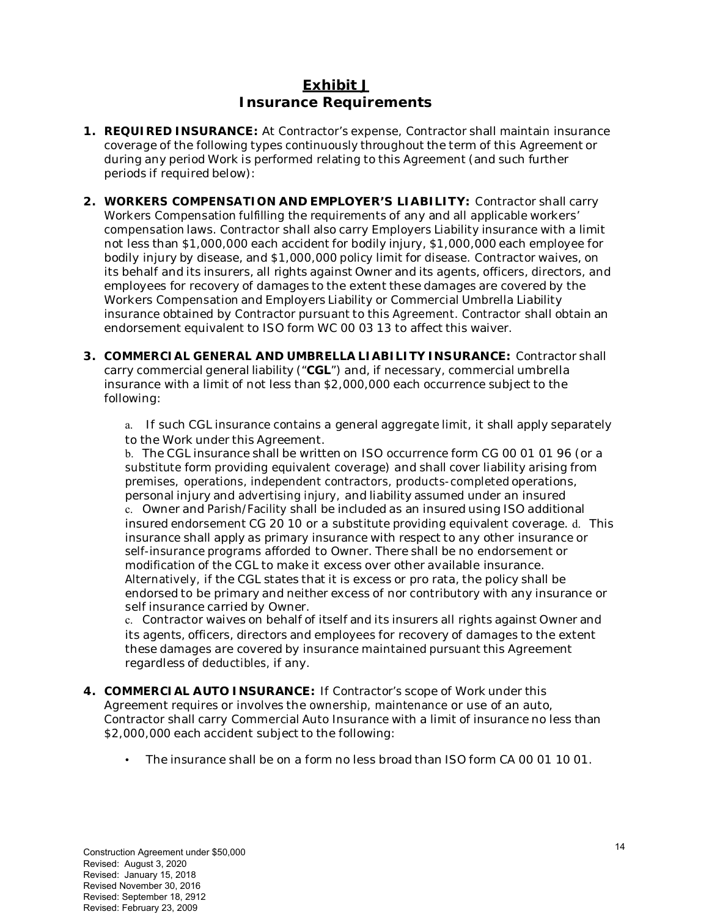## Exhibit J
## Insurance Requirements

1. **REQUIRED INSURANCE:** At Contractor's expense, Contractor shall maintain insurance coverage of the following types continuously throughout the term of this Agreement or during any period Work is performed relating to this Agreement (and such further periods if required below):

2. **WORKERS COMPENSATION AND EMPLOYER'S LIABILITY:** Contractor shall carry Workers Compensation fulfilling the requirements of any and all applicable workers' compensation laws. Contractor shall also carry Employers Liability insurance with a limit not less than $1,000,000 each accident for bodily injury, $1,000,000 each employee for bodily injury by disease, and $1,000,000 policy limit for disease. Contractor waives, on its behalf and its insurers, all rights against Owner and its agents, officers, directors, and employees for recovery of damages to the extent these damages are covered by the Workers Compensation and Employers Liability or Commercial Umbrella Liability insurance obtained by Contractor pursuant to this Agreement. Contractor shall obtain an endorsement equivalent to ISO form WC 00 03 13 to affect this waiver.

3. **COMMERCIAL GENERAL AND UMBRELLA LIABILITY INSURANCE:** Contractor shall carry commercial general liability ("**CGL**") and, if necessary, commercial umbrella insurance with a limit of not less than $2,000,000 each occurrence subject to the following:

   a. If such CGL insurance contains a general aggregate limit, it shall apply separately to the Work under this Agreement.
   b. The CGL insurance shall be written on ISO occurrence form CG 00 01 01 96 (or a substitute form providing equivalent coverage) and shall cover liability arising from premises, operations, independent contractors, products-completed operations, personal injury and advertising injury, and liability assumed under an insured
   c. Owner and Parish/Facility shall be included as an insured using ISO additional insured endorsement CG 20 10 or a substitute providing equivalent coverage. d. This insurance shall apply as primary insurance with respect to any other insurance or self-insurance programs afforded to Owner. There shall be no endorsement or modification of the CGL to make it excess over other available insurance. Alternatively, if the CGL states that it is excess or pro rata, the policy shall be endorsed to be primary and neither excess of nor contributory with any insurance or self insurance carried by Owner.
   c. Contractor waives on behalf of itself and its insurers all rights against Owner and its agents, officers, directors and employees for recovery of damages to the extent these damages are covered by insurance maintained pursuant this Agreement regardless of deductibles, if any.

4. **COMMERCIAL AUTO INSURANCE:** If Contractor's scope of Work under this Agreement requires or involves the ownership, maintenance or use of an auto, Contractor shall carry Commercial Auto Insurance with a limit of insurance no less than $2,000,000 each accident subject to the following:

   - The insurance shall be on a form no less broad than ISO form CA 00 01 10 01.

Construction Agreement under $50,000
Revised: August 3, 2020
Revised: January 15, 2018
Revised November 30, 2016
Revised: September 18, 2912
Revised: February 23, 2009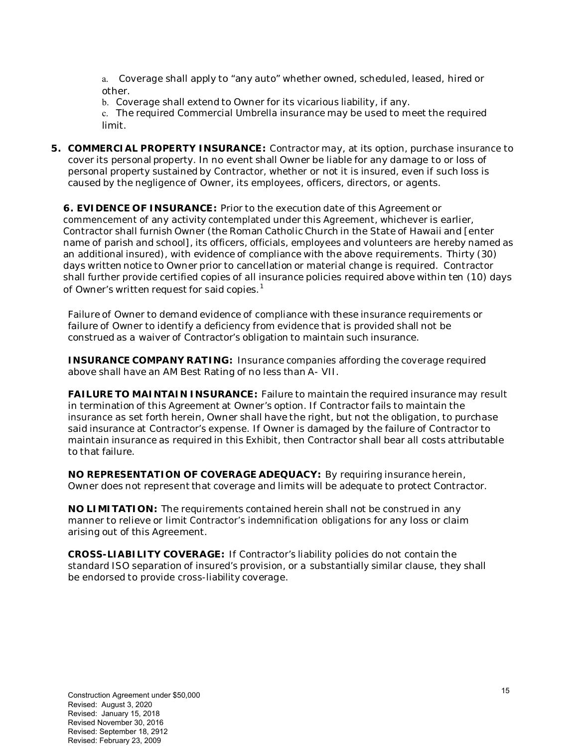a. Coverage shall apply to "any auto" whether owned, scheduled, leased, hired or other.
b. Coverage shall extend to Owner for its vicarious liability, if any.
c. The required Commercial Umbrella insurance may be used to meet the required limit.

**5. COMMERCIAL PROPERTY INSURANCE:** Contractor may, at its option, purchase insurance to cover its personal property. In no event shall Owner be liable for any damage to or loss of personal property sustained by Contractor, whether or not it is insured, even if such loss is caused by the negligence of Owner, its employees, officers, directors, or agents.

**6. EVIDENCE OF INSURANCE:** Prior to the execution date of this Agreement or commencement of any activity contemplated under this Agreement, whichever is earlier, Contractor shall furnish Owner (the Roman Catholic Church in the State of Hawaii and [enter name of parish and school], its officers, officials, employees and volunteers are hereby named as an additional insured), with evidence of compliance with the above requirements. Thirty (30) days written notice to Owner prior to cancellation or material change is required. Contractor shall further provide certified copies of all insurance policies required above within ten (10) days of Owner's written request for said copies.[1]

Failure of Owner to demand evidence of compliance with these insurance requirements or failure of Owner to identify a deficiency from evidence that is provided shall not be construed as a waiver of Contractor's obligation to maintain such insurance.

**INSURANCE COMPANY RATING:** Insurance companies affording the coverage required above shall have an AM Best Rating of no less than A- VII.

**FAILURE TO MAINTAIN INSURANCE:** Failure to maintain the required insurance may result in termination of this Agreement at Owner's option. If Contractor fails to maintain the insurance as set forth herein, Owner shall have the right, but not the obligation, to purchase said insurance at Contractor's expense. If Owner is damaged by the failure of Contractor to maintain insurance as required in this Exhibit, then Contractor shall bear all costs attributable to that failure.

**NO REPRESENTATION OF COVERAGE ADEQUACY:** By requiring insurance herein, Owner does not represent that coverage and limits will be adequate to protect Contractor.

**NO LIMITATION:** The requirements contained herein shall not be construed in any manner to relieve or limit Contractor's indemnification obligations for any loss or claim arising out of this Agreement.

**CROSS-LIABILITY COVERAGE:** If Contractor's liability policies do not contain the standard ISO separation of insured's provision, or a substantially similar clause, they shall be endorsed to provide cross-liability coverage.

Construction Agreement under $50,000
Revised: August 3, 2020
Revised: January 15, 2018
Revised November 30, 2016
Revised: September 18, 2912
Revised: February 23, 2009